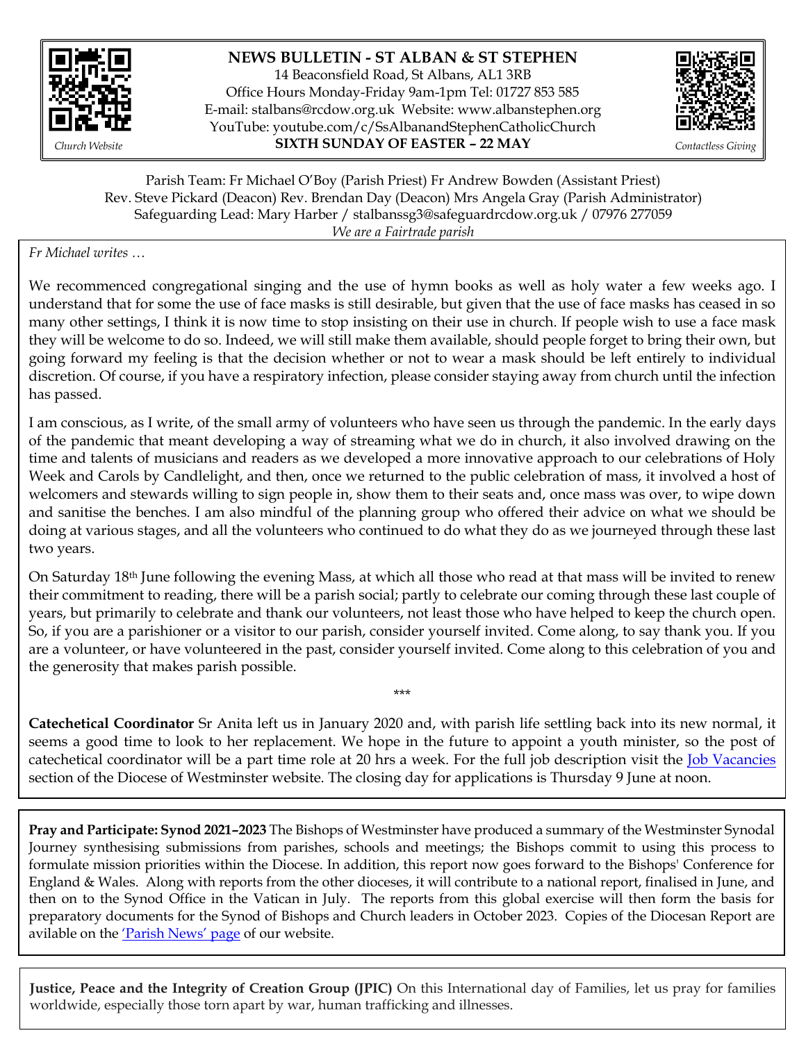# NEWS BULLETIN - ST ALBAN & ST STEPHEN

14 Beaconsfield Road, St Albans, AL1 3RB
Office Hours Monday-Friday 9am-1pm Tel: 01727 853 585
E-mail: stalbans@rcdow.org.uk Website: www.albanstephen.org
YouTube: youtube.com/c/SsAlbanandStephenCatholicChurch

**SIXTH SUNDAY OF EASTER – 22 MAY**

*Church Website* | *Contactless Giving*

Parish Team: Fr Michael O'Boy (Parish Priest) Fr Andrew Bowden (Assistant Priest)
Rev. Steve Pickard (Deacon) Rev. Brendan Day (Deacon) Mrs Angela Gray (Parish Administrator)
Safeguarding Lead: Mary Harber / stalbanssg3@safeguardrcdow.org.uk / 07976 277059
*We are a Fairtrade parish*

*Fr Michael writes …*

We recommenced congregational singing and the use of hymn books as well as holy water a few weeks ago. I understand that for some the use of face masks is still desirable, but given that the use of face masks has ceased in so many other settings, I think it is now time to stop insisting on their use in church. If people wish to use a face mask they will be welcome to do so. Indeed, we will still make them available, should people forget to bring their own, but going forward my feeling is that the decision whether or not to wear a mask should be left entirely to individual discretion. Of course, if you have a respiratory infection, please consider staying away from church until the infection has passed.

I am conscious, as I write, of the small army of volunteers who have seen us through the pandemic. In the early days of the pandemic that meant developing a way of streaming what we do in church, it also involved drawing on the time and talents of musicians and readers as we developed a more innovative approach to our celebrations of Holy Week and Carols by Candlelight, and then, once we returned to the public celebration of mass, it involved a host of welcomers and stewards willing to sign people in, show them to their seats and, once mass was over, to wipe down and sanitise the benches. I am also mindful of the planning group who offered their advice on what we should be doing at various stages, and all the volunteers who continued to do what they do as we journeyed through these last two years.

On Saturday 18th June following the evening Mass, at which all those who read at that mass will be invited to renew their commitment to reading, there will be a parish social; partly to celebrate our coming through these last couple of years, but primarily to celebrate and thank our volunteers, not least those who have helped to keep the church open. So, if you are a parishioner or a visitor to our parish, consider yourself invited. Come along, to say thank you. If you are a volunteer, or have volunteered in the past, consider yourself invited. Come along to this celebration of you and the generosity that makes parish possible.

\*\*\*

**Catechetical Coordinator** Sr Anita left us in January 2020 and, with parish life settling back into its new normal, it seems a good time to look to her replacement. We hope in the future to appoint a youth minister, so the post of catechetical coordinator will be a part time role at 20 hrs a week. For the full job description visit the Job Vacancies section of the Diocese of Westminster website. The closing day for applications is Thursday 9 June at noon.

**Pray and Participate: Synod 2021–2023** The Bishops of Westminster have produced a summary of the Westminster Synodal Journey synthesising submissions from parishes, schools and meetings; the Bishops commit to using this process to formulate mission priorities within the Diocese. In addition, this report now goes forward to the Bishops' Conference for England & Wales. Along with reports from the other dioceses, it will contribute to a national report, finalised in June, and then on to the Synod Office in the Vatican in July. The reports from this global exercise will then form the basis for preparatory documents for the Synod of Bishops and Church leaders in October 2023. Copies of the Diocesan Report are avilable on the 'Parish News' page of our website.

**Justice, Peace and the Integrity of Creation Group (JPIC)** On this International day of Families, let us pray for families worldwide, especially those torn apart by war, human trafficking and illnesses.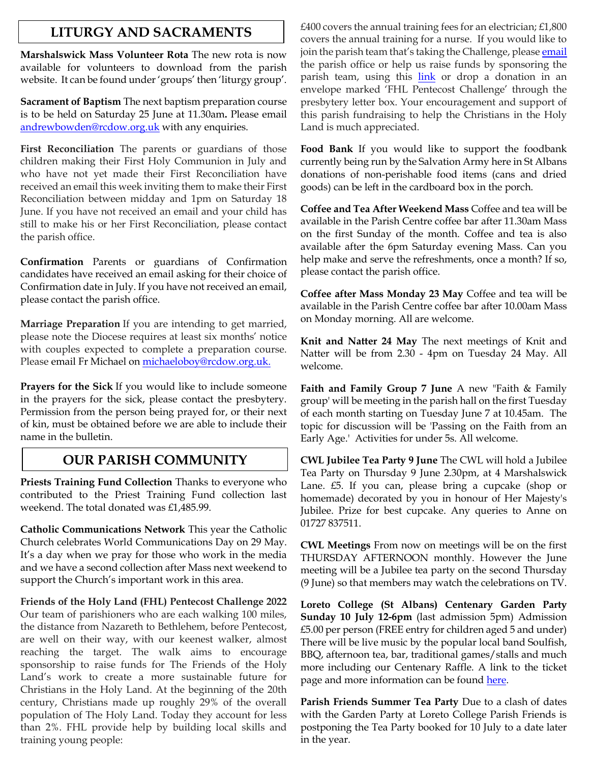## LITURGY AND SACRAMENTS

**Marshalswick Mass Volunteer Rota** The new rota is now available for volunteers to download from the parish website. It can be found under 'groups' then 'liturgy group'.

**Sacrament of Baptism** The next baptism preparation course is to be held on Saturday 25 June at 11.30am**.** Please email andrewbowden@rcdow.org.uk with any enquiries.

**First Reconciliation** The parents or guardians of those children making their First Holy Communion in July and who have not yet made their First Reconciliation have received an email this week inviting them to make their First Reconciliation between midday and 1pm on Saturday 18 June. If you have not received an email and your child has still to make his or her First Reconciliation, please contact the parish office.

**Confirmation** Parents or guardians of Confirmation candidates have received an email asking for their choice of Confirmation date in July. If you have not received an email, please contact the parish office.

**Marriage Preparation** If you are intending to get married, please note the Diocese requires at least six months' notice with couples expected to complete a preparation course. Please email Fr Michael on michaeloboy@rcdow.org.uk.

**Prayers for the Sick** If you would like to include someone in the prayers for the sick, please contact the presbytery. Permission from the person being prayed for, or their next of kin, must be obtained before we are able to include their name in the bulletin.

## OUR PARISH COMMUNITY

**Priests Training Fund Collection** Thanks to everyone who contributed to the Priest Training Fund collection last weekend. The total donated was £1,485.99.

**Catholic Communications Network** This year the Catholic Church celebrates World Communications Day on 29 May. It's a day when we pray for those who work in the media and we have a second collection after Mass next weekend to support the Church's important work in this area.

**Friends of the Holy Land (FHL) Pentecost Challenge 2022** Our team of parishioners who are each walking 100 miles, the distance from Nazareth to Bethlehem, before Pentecost, are well on their way, with our keenest walker, almost reaching the target. The walk aims to encourage sponsorship to raise funds for The Friends of the Holy Land's work to create a more sustainable future for Christians in the Holy Land. At the beginning of the 20th century, Christians made up roughly 29% of the overall population of The Holy Land. Today they account for less than 2%. FHL provide help by building local skills and training young people: £400 covers the annual training fees for an electrician; £1,800 covers the annual training for a nurse. If you would like to join the parish team that's taking the Challenge, please email the parish office or help us raise funds by sponsoring the parish team, using this link or drop a donation in an envelope marked 'FHL Pentecost Challenge' through the presbytery letter box. Your encouragement and support of this parish fundraising to help the Christians in the Holy Land is much appreciated.

**Food Bank** If you would like to support the foodbank currently being run by the Salvation Army here in St Albans donations of non-perishable food items (cans and dried goods) can be left in the cardboard box in the porch.

**Coffee and Tea After Weekend Mass** Coffee and tea will be available in the Parish Centre coffee bar after 11.30am Mass on the first Sunday of the month. Coffee and tea is also available after the 6pm Saturday evening Mass. Can you help make and serve the refreshments, once a month? If so, please contact the parish office.

**Coffee after Mass Monday 23 May** Coffee and tea will be available in the Parish Centre coffee bar after 10.00am Mass on Monday morning. All are welcome.

**Knit and Natter 24 May** The next meetings of Knit and Natter will be from 2.30 - 4pm on Tuesday 24 May. All welcome.

**Faith and Family Group 7 June** A new "Faith & Family group' will be meeting in the parish hall on the first Tuesday of each month starting on Tuesday June 7 at 10.45am. The topic for discussion will be 'Passing on the Faith from an Early Age.' Activities for under 5s. All welcome.

**CWL Jubilee Tea Party 9 June** The CWL will hold a Jubilee Tea Party on Thursday 9 June 2.30pm, at 4 Marshalswick Lane. £5. If you can, please bring a cupcake (shop or homemade) decorated by you in honour of Her Majesty's Jubilee. Prize for best cupcake. Any queries to Anne on 01727 837511.

**CWL Meetings** From now on meetings will be on the first THURSDAY AFTERNOON monthly. However the June meeting will be a Jubilee tea party on the second Thursday (9 June) so that members may watch the celebrations on TV.

**Loreto College (St Albans) Centenary Garden Party Sunday 10 July 12-6pm** (last admission 5pm) Admission £5.00 per person (FREE entry for children aged 5 and under) There will be live music by the popular local band Soulfish, BBQ, afternoon tea, bar, traditional games/stalls and much more including our Centenary Raffle. A link to the ticket page and more information can be found here.

**Parish Friends Summer Tea Party** Due to a clash of dates with the Garden Party at Loreto College Parish Friends is postponing the Tea Party booked for 10 July to a date later in the year.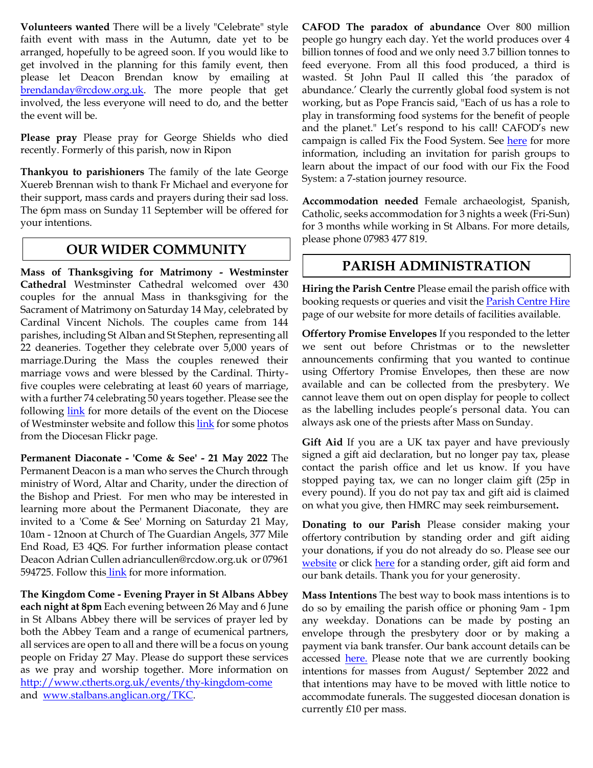**Volunteers wanted** There will be a lively "Celebrate" style faith event with mass in the Autumn, date yet to be arranged, hopefully to be agreed soon. If you would like to get involved in the planning for this family event, then please let Deacon Brendan know by emailing at brendanday@rcdow.org.uk. The more people that get involved, the less everyone will need to do, and the better the event will be.

**Please pray** Please pray for George Shields who died recently. Formerly of this parish, now in Ripon

**Thankyou to parishioners** The family of the late George Xuereb Brennan wish to thank Fr Michael and everyone for their support, mass cards and prayers during their sad loss. The 6pm mass on Sunday 11 September will be offered for your intentions.

## OUR WIDER COMMUNITY

**Mass of Thanksgiving for Matrimony - Westminster Cathedral** Westminster Cathedral welcomed over 430 couples for the annual Mass in thanksgiving for the Sacrament of Matrimony on Saturday 14 May, celebrated by Cardinal Vincent Nichols. The couples came from 144 parishes, including St Alban and St Stephen, representing all 22 deaneries. Together they celebrate over 5,000 years of marriage.During the Mass the couples renewed their marriage vows and were blessed by the Cardinal. Thirty-five couples were celebrating at least 60 years of marriage, with a further 74 celebrating 50 years together. Please see the following link for more details of the event on the Diocese of Westminster website and follow this link for some photos from the Diocesan Flickr page.

**Permanent Diaconate - 'Come & See' - 21 May 2022** The Permanent Deacon is a man who serves the Church through ministry of Word, Altar and Charity, under the direction of the Bishop and Priest. For men who may be interested in learning more about the Permanent Diaconate, they are invited to a 'Come & See' Morning on Saturday 21 May, 10am - 12noon at Church of The Guardian Angels, 377 Mile End Road, E3 4QS. For further information please contact Deacon Adrian Cullen adriancullen@rcdow.org.uk or 07961 594725. Follow this link for more information.

**The Kingdom Come - Evening Prayer in St Albans Abbey each night at 8pm** Each evening between 26 May and 6 June in St Albans Abbey there will be services of prayer led by both the Abbey Team and a range of ecumenical partners, all services are open to all and there will be a focus on young people on Friday 27 May. Please do support these services as we pray and worship together. More information on http://www.ctherts.org.uk/events/thy-kingdom-come and www.stalbans.anglican.org/TKC.

**CAFOD The paradox of abundance** Over 800 million people go hungry each day. Yet the world produces over 4 billion tonnes of food and we only need 3.7 billion tonnes to feed everyone. From all this food produced, a third is wasted. St John Paul II called this 'the paradox of abundance.' Clearly the currently global food system is not working, but as Pope Francis said, "Each of us has a role to play in transforming food systems for the benefit of people and the planet." Let's respond to his call! CAFOD's new campaign is called Fix the Food System. See here for more information, including an invitation for parish groups to learn about the impact of our food with our Fix the Food System: a 7-station journey resource.

**Accommodation needed** Female archaeologist, Spanish, Catholic, seeks accommodation for 3 nights a week (Fri-Sun) for 3 months while working in St Albans. For more details, please phone 07983 477 819.

## PARISH ADMINISTRATION

**Hiring the Parish Centre** Please email the parish office with booking requests or queries and visit the Parish Centre Hire page of our website for more details of facilities available.

**Offertory Promise Envelopes** If you responded to the letter we sent out before Christmas or to the newsletter announcements confirming that you wanted to continue using Offertory Promise Envelopes, then these are now available and can be collected from the presbytery. We cannot leave them out on open display for people to collect as the labelling includes people's personal data. You can always ask one of the priests after Mass on Sunday.

**Gift Aid** If you are a UK tax payer and have previously signed a gift aid declaration, but no longer pay tax, please contact the parish office and let us know. If you have stopped paying tax, we can no longer claim gift (25p in every pound). If you do not pay tax and gift aid is claimed on what you give, then HMRC may seek reimbursement.

**Donating to our Parish** Please consider making your offertory contribution by standing order and gift aiding your donations, if you do not already do so. Please see our website or click here for a standing order, gift aid form and our bank details. Thank you for your generosity.

**Mass Intentions** The best way to book mass intentions is to do so by emailing the parish office or phoning 9am - 1pm any weekday. Donations can be made by posting an envelope through the presbytery door or by making a payment via bank transfer. Our bank account details can be accessed here. Please note that we are currently booking intentions for masses from August/ September 2022 and that intentions may have to be moved with little notice to accommodate funerals. The suggested diocesan donation is currently £10 per mass.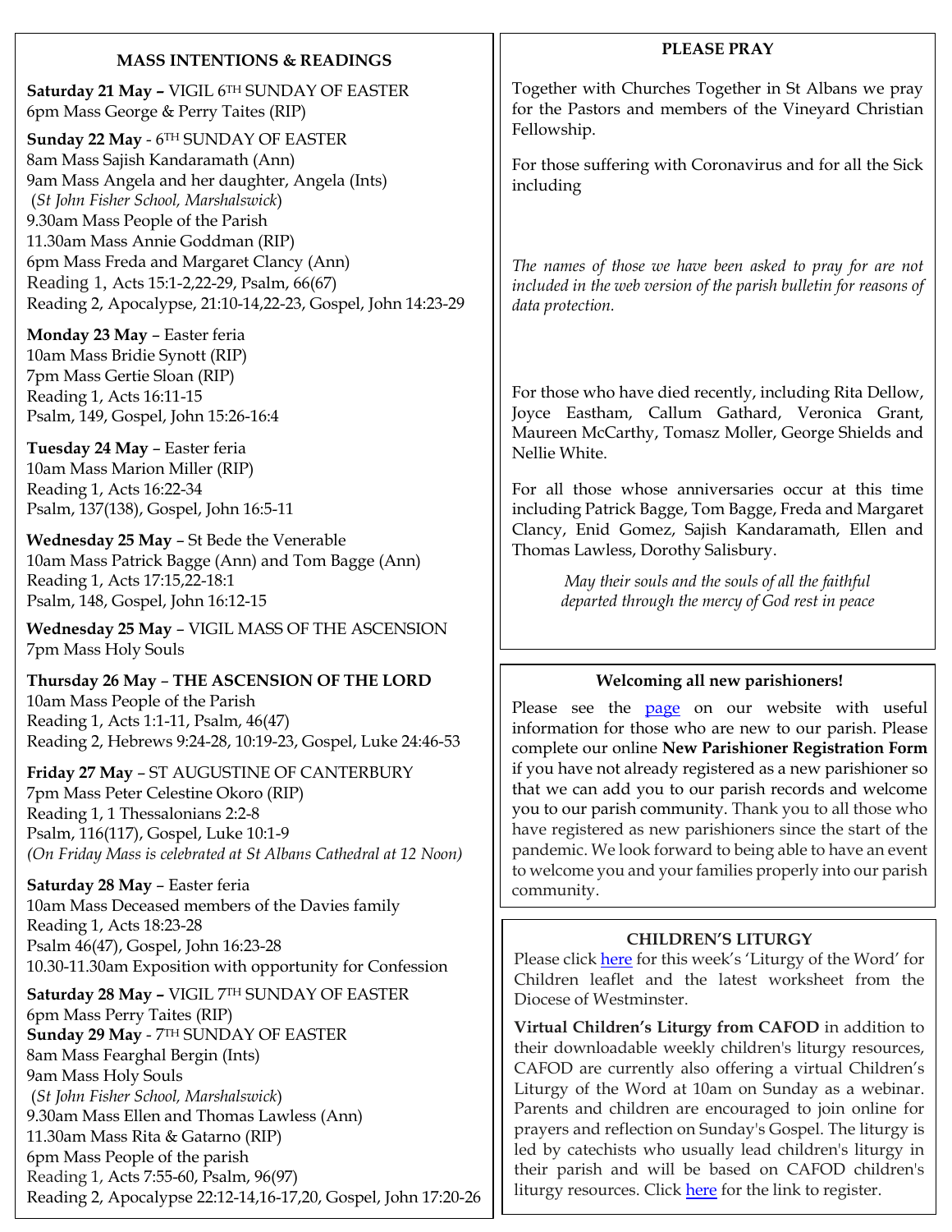## MASS INTENTIONS & READINGS

**Saturday 21 May –** VIGIL 6TH SUNDAY OF EASTER
6pm Mass George & Perry Taites (RIP)

**Sunday 22 May** - 6TH SUNDAY OF EASTER
8am Mass Sajish Kandaramath (Ann)
9am Mass Angela and her daughter, Angela (Ints)
(*St John Fisher School, Marshalswick*)
9.30am Mass People of the Parish
11.30am Mass Annie Goddman (RIP)
6pm Mass Freda and Margaret Clancy (Ann)
Reading 1, Acts 15:1-2,22-29, Psalm, 66(67)
Reading 2, Apocalypse, 21:10-14,22-23, Gospel, John 14:23-29

**Monday 23 May** – Easter feria
10am Mass Bridie Synott (RIP)
7pm Mass Gertie Sloan (RIP)
Reading 1, Acts 16:11-15
Psalm, 149, Gospel, John 15:26-16:4

**Tuesday 24 May** – Easter feria
10am Mass Marion Miller (RIP)
Reading 1, Acts 16:22-34
Psalm, 137(138), Gospel, John 16:5-11

**Wednesday 25 May** – St Bede the Venerable
10am Mass Patrick Bagge (Ann) and Tom Bagge (Ann)
Reading 1, Acts 17:15,22-18:1
Psalm, 148, Gospel, John 16:12-15

**Wednesday 25 May** – VIGIL MASS OF THE ASCENSION
7pm Mass Holy Souls

**Thursday 26 May – THE ASCENSION OF THE LORD**
10am Mass People of the Parish
Reading 1, Acts 1:1-11, Psalm, 46(47)
Reading 2, Hebrews 9:24-28, 10:19-23, Gospel, Luke 24:46-53

**Friday 27 May** – ST AUGUSTINE OF CANTERBURY
7pm Mass Peter Celestine Okoro (RIP)
Reading 1, 1 Thessalonians 2:2-8
Psalm, 116(117), Gospel, Luke 10:1-9
*(On Friday Mass is celebrated at St Albans Cathedral at 12 Noon)*

**Saturday 28 May** – Easter feria
10am Mass Deceased members of the Davies family
Reading 1, Acts 18:23-28
Psalm 46(47), Gospel, John 16:23-28
10.30-11.30am Exposition with opportunity for Confession

**Saturday 28 May –** VIGIL 7TH SUNDAY OF EASTER
6pm Mass Perry Taites (RIP)
**Sunday 29 May** - 7TH SUNDAY OF EASTER
8am Mass Fearghal Bergin (Ints)
9am Mass Holy Souls
(*St John Fisher School, Marshalswick*)
9.30am Mass Ellen and Thomas Lawless (Ann)
11.30am Mass Rita & Gatarno (RIP)
6pm Mass People of the parish
Reading 1, Acts 7:55-60, Psalm, 96(97)
Reading 2, Apocalypse 22:12-14,16-17,20, Gospel, John 17:20-26

## PLEASE PRAY

Together with Churches Together in St Albans we pray for the Pastors and members of the Vineyard Christian Fellowship.

For those suffering with Coronavirus and for all the Sick including

*The names of those we have been asked to pray for are not included in the web version of the parish bulletin for reasons of data protection.*

For those who have died recently, including Rita Dellow, Joyce Eastham, Callum Gathard, Veronica Grant, Maureen McCarthy, Tomasz Moller, George Shields and Nellie White.

For all those whose anniversaries occur at this time including Patrick Bagge, Tom Bagge, Freda and Margaret Clancy, Enid Gomez, Sajish Kandaramath, Ellen and Thomas Lawless, Dorothy Salisbury.

*May their souls and the souls of all the faithful departed through the mercy of God rest in peace*

## Welcoming all new parishioners!

Please see the page on our website with useful information for those who are new to our parish. Please complete our online **New Parishioner Registration Form** if you have not already registered as a new parishioner so that we can add you to our parish records and welcome you to our parish community. Thank you to all those who have registered as new parishioners since the start of the pandemic. We look forward to being able to have an event to welcome you and your families properly into our parish community.

## CHILDREN'S LITURGY

Please click here for this week's 'Liturgy of the Word' for Children leaflet and the latest worksheet from the Diocese of Westminster.

**Virtual Children's Liturgy from CAFOD** in addition to their downloadable weekly children's liturgy resources, CAFOD are currently also offering a virtual Children's Liturgy of the Word at 10am on Sunday as a webinar. Parents and children are encouraged to join online for prayers and reflection on Sunday's Gospel. The liturgy is led by catechists who usually lead children's liturgy in their parish and will be based on CAFOD children's liturgy resources. Click here for the link to register.